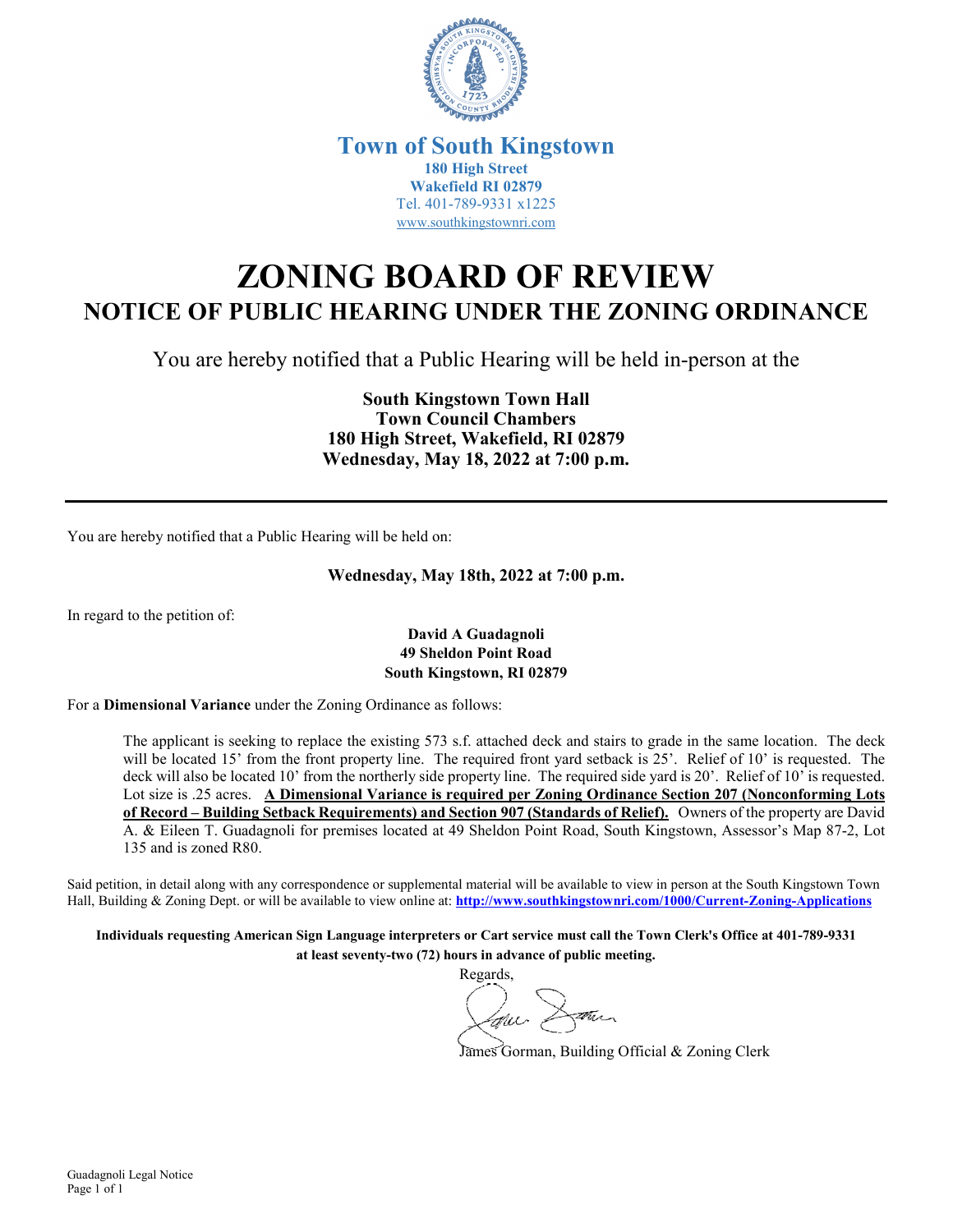**Town of South Kingstown**
**180 High Street**
**Wakefield RI 02879**
Tel. 401-789-9331 x1225
www.southkingstownri.com

# ZONING BOARD OF REVIEW

## NOTICE OF PUBLIC HEARING UNDER THE ZONING ORDINANCE

You are hereby notified that a Public Hearing will be held in-person at the

**South Kingstown Town Hall**
**Town Council Chambers**
**180 High Street, Wakefield, RI 02879**
**Wednesday, May 18, 2022 at 7:00 p.m.**

---

You are hereby notified that a Public Hearing will be held on:

**Wednesday, May 18th, 2022 at 7:00 p.m.**

In regard to the petition of:

**David A Guadagnoli**
**49 Sheldon Point Road**
**South Kingstown, RI 02879**

For a **Dimensional Variance** under the Zoning Ordinance as follows:

The applicant is seeking to replace the existing 573 s.f. attached deck and stairs to grade in the same location. The deck will be located 15’ from the front property line. The required front yard setback is 25’. Relief of 10’ is requested. The deck will also be located 10’ from the northerly side property line. The required side yard is 20’. Relief of 10’ is requested. Lot size is .25 acres. **A Dimensional Variance is required per Zoning Ordinance Section 207 (Nonconforming Lots of Record – Building Setback Requirements) and Section 907 (Standards of Relief).** Owners of the property are David A. & Eileen T. Guadagnoli for premises located at 49 Sheldon Point Road, South Kingstown, Assessor’s Map 87-2, Lot 135 and is zoned R80.

Said petition, in detail along with any correspondence or supplemental material will be available to view in person at the South Kingstown Town Hall, Building & Zoning Dept. or will be available to view online at: **http://www.southkingstownri.com/1000/Current-Zoning-Applications**

**Individuals requesting American Sign Language interpreters or Cart service must call the Town Clerk's Office at 401-789-9331 at least seventy-two (72) hours in advance of public meeting.**

Regards,

James Gorman, Building Official & Zoning Clerk

Guadagnoli Legal Notice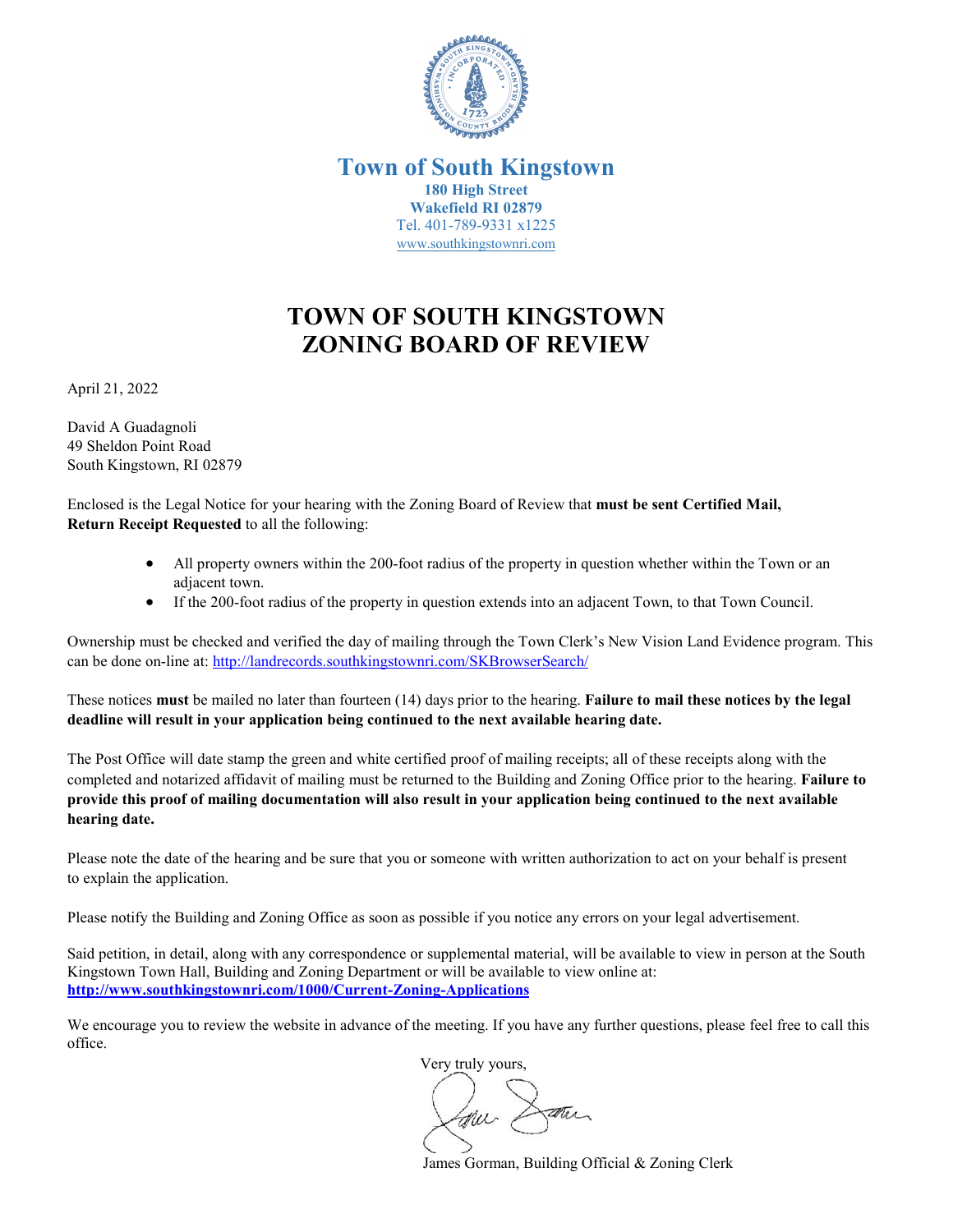**Town of South Kingstown**
**180 High Street**
**Wakefield RI 02879**
Tel. 401-789-9331 x1225
www.southkingstownri.com

# TOWN OF SOUTH KINGSTOWN ZONING BOARD OF REVIEW

April 21, 2022

David A Guadagnoli
49 Sheldon Point Road
South Kingstown, RI 02879

Enclosed is the Legal Notice for your hearing with the Zoning Board of Review that **must be sent Certified Mail, Return Receipt Requested** to all the following:

- All property owners within the 200-foot radius of the property in question whether within the Town or an adjacent town.
- If the 200-foot radius of the property in question extends into an adjacent Town, to that Town Council.

Ownership must be checked and verified the day of mailing through the Town Clerk's New Vision Land Evidence program. This can be done on-line at: http://landrecords.southkingstownri.com/SKBrowserSearch/

These notices **must** be mailed no later than fourteen (14) days prior to the hearing. **Failure to mail these notices by the legal deadline will result in your application being continued to the next available hearing date.**

The Post Office will date stamp the green and white certified proof of mailing receipts; all of these receipts along with the completed and notarized affidavit of mailing must be returned to the Building and Zoning Office prior to the hearing. **Failure to provide this proof of mailing documentation will also result in your application being continued to the next available hearing date.**

Please note the date of the hearing and be sure that you or someone with written authorization to act on your behalf is present to explain the application.

Please notify the Building and Zoning Office as soon as possible if you notice any errors on your legal advertisement.

Said petition, in detail, along with any correspondence or supplemental material, will be available to view in person at the South Kingstown Town Hall, Building and Zoning Department or will be available to view online at: **http://www.southkingstownri.com/1000/Current-Zoning-Applications**

We encourage you to review the website in advance of the meeting. If you have any further questions, please feel free to call this office.

Very truly yours,

James Gorman, Building Official & Zoning Clerk